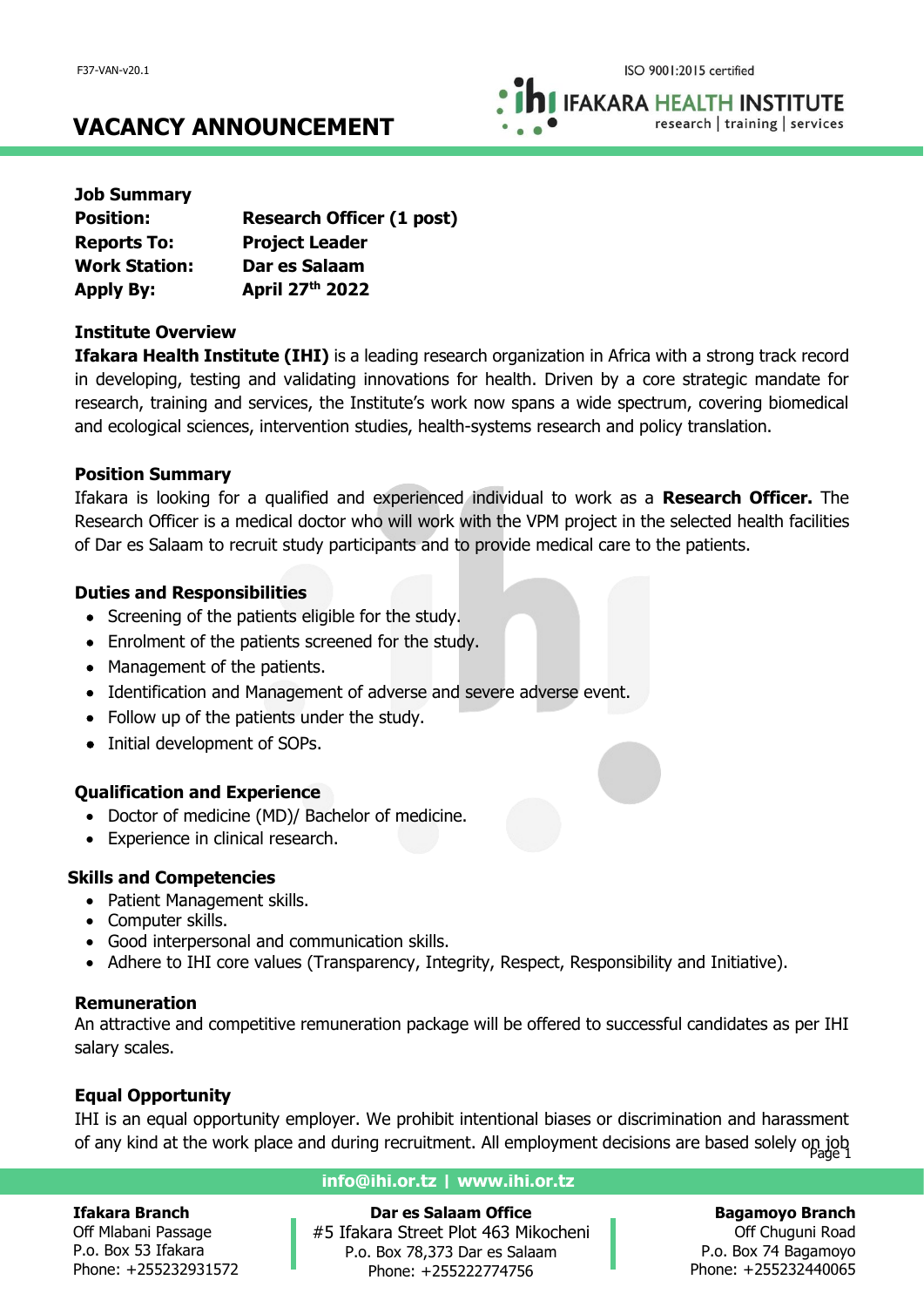F37-VAN-v20.1

ISO 9001:2015 certified

IFAKARA HEALTH INSTITUTE
research | training | services

# VACANCY ANNOUNCEMENT

**Job Summary**

| | |
|---|---|
| **Position:** | **Research Officer (1 post)** |
| **Reports To:** | **Project Leader** |
| **Work Station:** | **Dar es Salaam** |
| **Apply By:** | **April 27th 2022** |

### Institute Overview

**Ifakara Health Institute (IHI)** is a leading research organization in Africa with a strong track record in developing, testing and validating innovations for health. Driven by a core strategic mandate for research, training and services, the Institute's work now spans a wide spectrum, covering biomedical and ecological sciences, intervention studies, health-systems research and policy translation.

### Position Summary

Ifakara is looking for a qualified and experienced individual to work as a **Research Officer.** The Research Officer is a medical doctor who will work with the VPM project in the selected health facilities of Dar es Salaam to recruit study participants and to provide medical care to the patients.

### Duties and Responsibilities

- Screening of the patients eligible for the study.
- Enrolment of the patients screened for the study.
- Management of the patients.
- Identification and Management of adverse and severe adverse event.
- Follow up of the patients under the study.
- Initial development of SOPs.

### Qualification and Experience

- Doctor of medicine (MD)/ Bachelor of medicine.
- Experience in clinical research.

### Skills and Competencies

- Patient Management skills.
- Computer skills.
- Good interpersonal and communication skills.
- Adhere to IHI core values (Transparency, Integrity, Respect, Responsibility and Initiative).

### Remuneration

An attractive and competitive remuneration package will be offered to successful candidates as per IHI salary scales.

### Equal Opportunity

IHI is an equal opportunity employer. We prohibit intentional biases or discrimination and harassment of any kind at the work place and during recruitment. All employment decisions are based solely on job

info@ihi.or.tz | www.ihi.or.tz

**Ifakara Branch**
Off Mlabani Passage
P.o. Box 53 Ifakara
Phone: +255232931572

**Dar es Salaam Office**
#5 Ifakara Street Plot 463 Mikocheni
P.o. Box 78,373 Dar es Salaam
Phone: +255222774756

**Bagamoyo Branch**
Off Chuguni Road
P.o. Box 74 Bagamoyo
Phone: +255232440065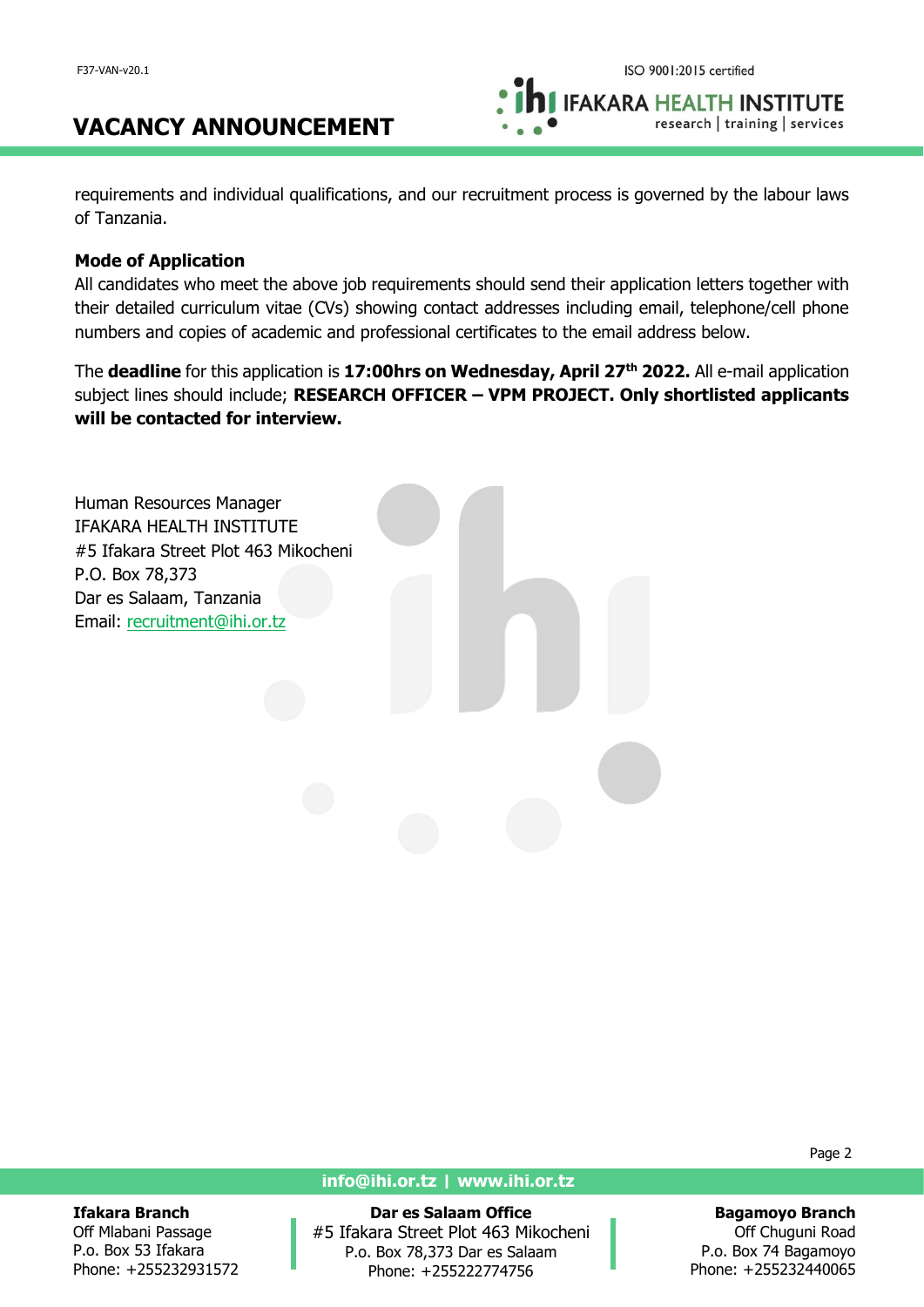requirements and individual qualifications, and our recruitment process is governed by the labour laws of Tanzania.

**Mode of Application**

All candidates who meet the above job requirements should send their application letters together with their detailed curriculum vitae (CVs) showing contact addresses including email, telephone/cell phone numbers and copies of academic and professional certificates to the email address below.

The **deadline** for this application is **17:00hrs on Wednesday, April 27th 2022.** All e-mail application subject lines should include; **RESEARCH OFFICER – VPM PROJECT. Only shortlisted applicants will be contacted for interview.**

Human Resources Manager
IFAKARA HEALTH INSTITUTE
#5 Ifakara Street Plot 463 Mikocheni
P.O. Box 78,373
Dar es Salaam, Tanzania
Email: recruitment@ihi.or.tz